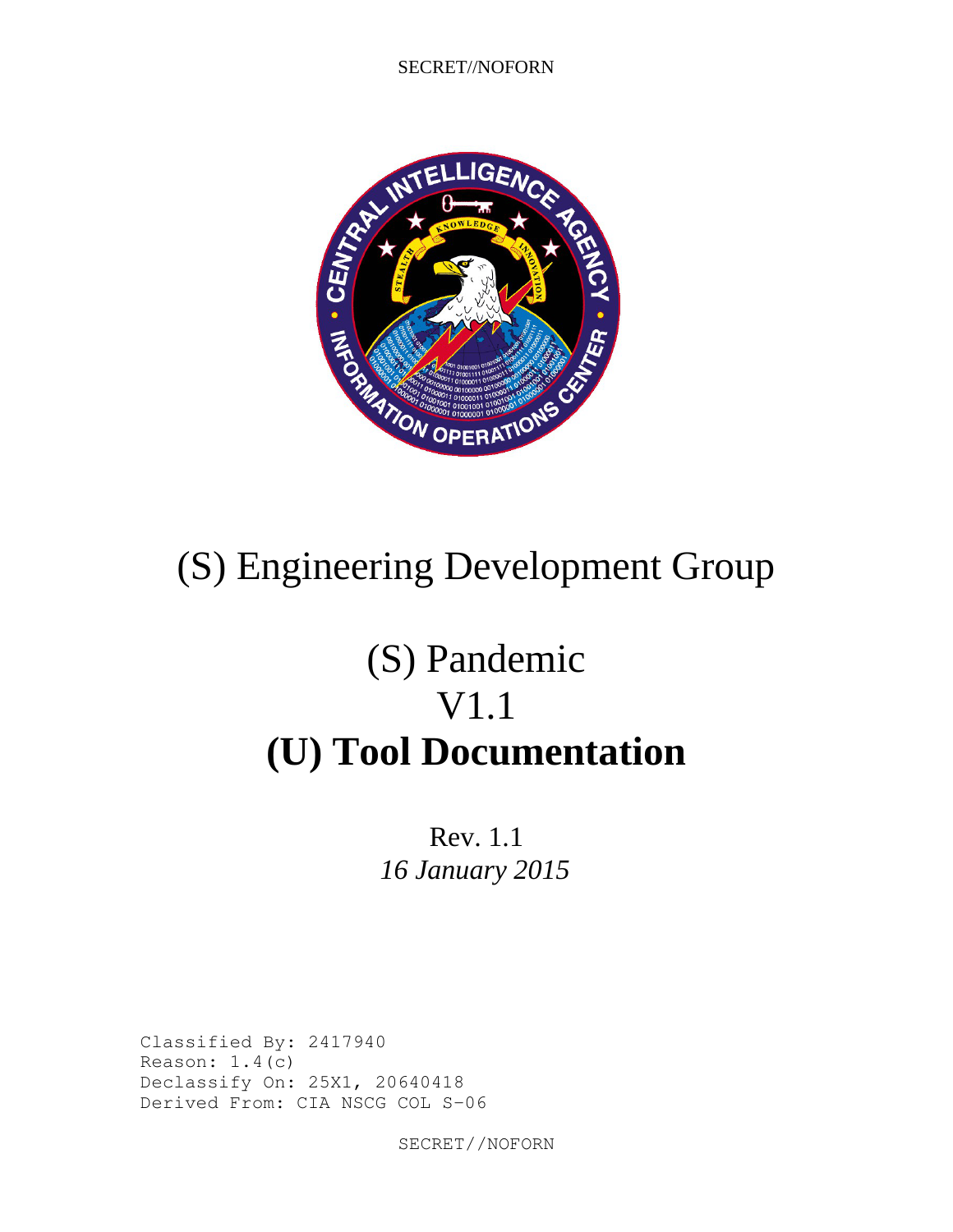SECRET//NOFORN

# (S) Engineering Development Group

# (S) Pandemic
# V1.1
# (U) Tool Documentation

Rev. 1.1
*16 January 2015*

```
Classified By: 2417940
Reason: 1.4(c)
Declassify On: 25X1, 20640418
Derived From: CIA NSCG COL S-06
```

SECRET//NOFORN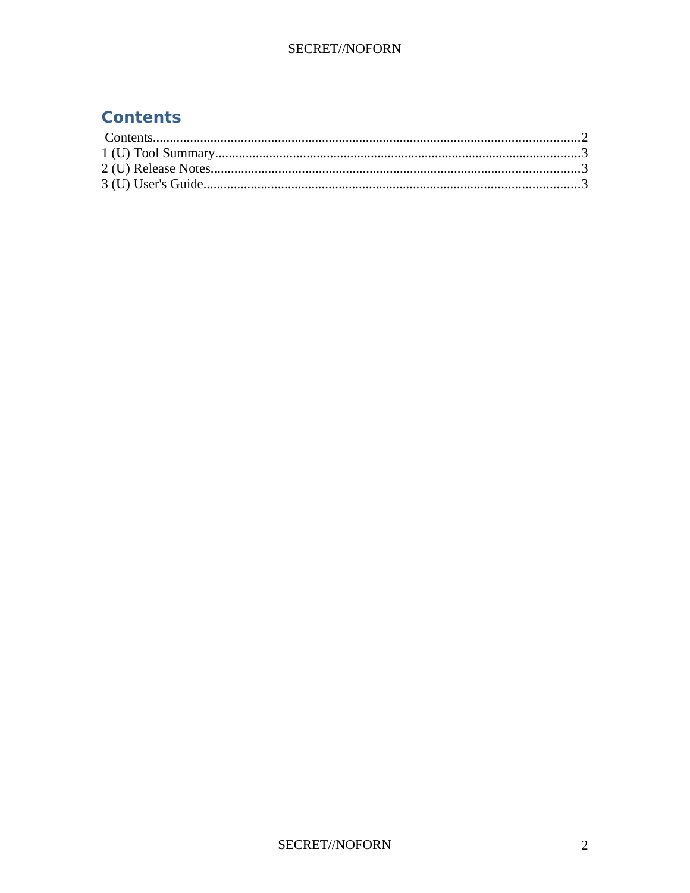# Contents

Contents....................................................................................................................................2
1 (U) Tool Summary..................................................................................................................3
2 (U) Release Notes...................................................................................................................3
3 (U) User's Guide.....................................................................................................................3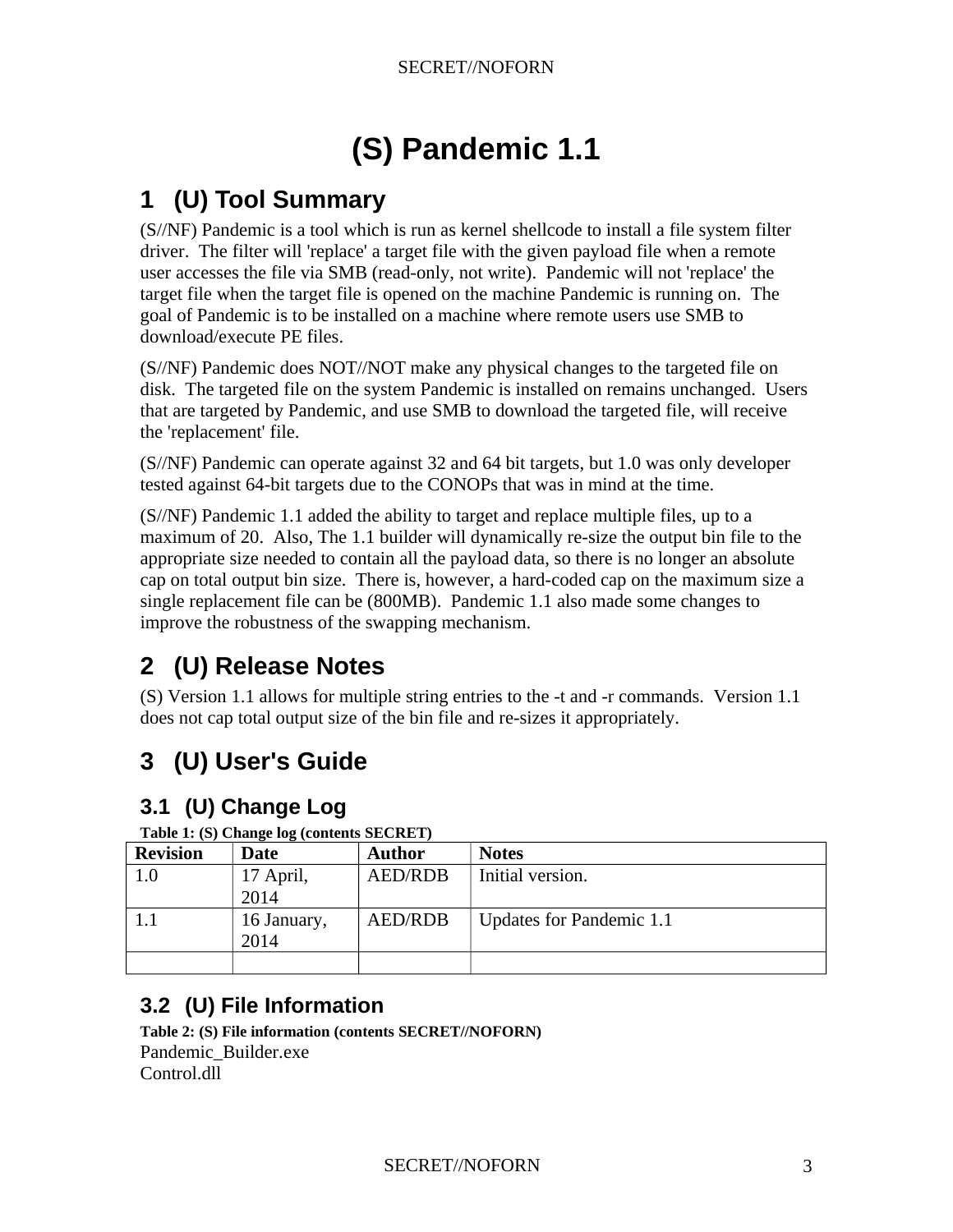# (S) Pandemic 1.1

## 1 (U) Tool Summary

(S//NF) Pandemic is a tool which is run as kernel shellcode to install a file system filter driver. The filter will 'replace' a target file with the given payload file when a remote user accesses the file via SMB (read-only, not write). Pandemic will not 'replace' the target file when the target file is opened on the machine Pandemic is running on. The goal of Pandemic is to be installed on a machine where remote users use SMB to download/execute PE files.

(S//NF) Pandemic does NOT//NOT make any physical changes to the targeted file on disk. The targeted file on the system Pandemic is installed on remains unchanged. Users that are targeted by Pandemic, and use SMB to download the targeted file, will receive the 'replacement' file.

(S//NF) Pandemic can operate against 32 and 64 bit targets, but 1.0 was only developer tested against 64-bit targets due to the CONOPs that was in mind at the time.

(S//NF) Pandemic 1.1 added the ability to target and replace multiple files, up to a maximum of 20. Also, The 1.1 builder will dynamically re-size the output bin file to the appropriate size needed to contain all the payload data, so there is no longer an absolute cap on total output bin size. There is, however, a hard-coded cap on the maximum size a single replacement file can be (800MB). Pandemic 1.1 also made some changes to improve the robustness of the swapping mechanism.

## 2 (U) Release Notes

(S) Version 1.1 allows for multiple string entries to the -t and -r commands. Version 1.1 does not cap total output size of the bin file and re-sizes it appropriately.

## 3 (U) User's Guide

### 3.1 (U) Change Log

**Table 1: (S) Change log (contents SECRET)**

| Revision | Date | Author | Notes |
|---|---|---|---|
| 1.0 | 17 April, 2014 | AED/RDB | Initial version. |
| 1.1 | 16 January, 2014 | AED/RDB | Updates for Pandemic 1.1 |
| | | | |

### 3.2 (U) File Information

**Table 2: (S) File information (contents SECRET//NOFORN)**

Pandemic_Builder.exe
Control.dll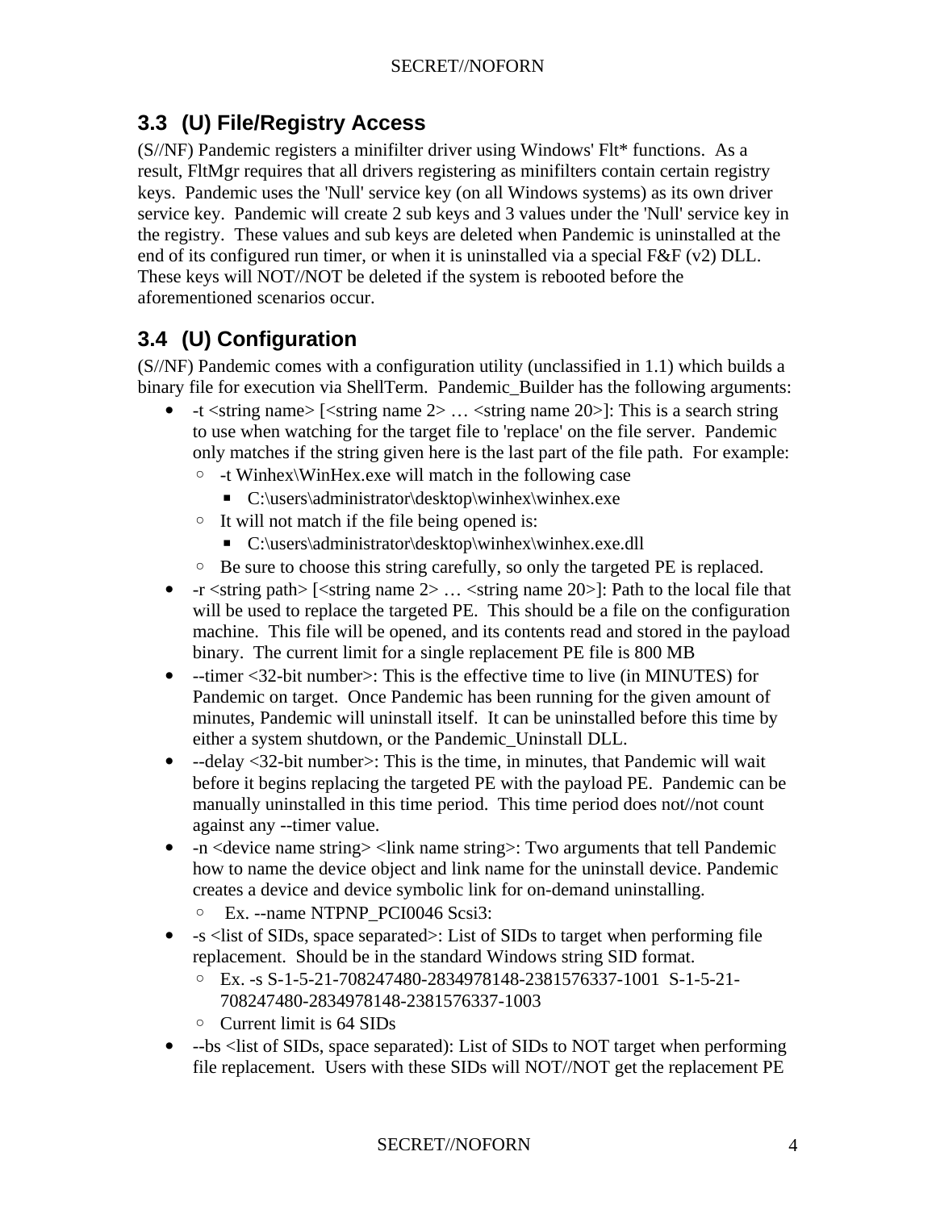## 3.3 (U) File/Registry Access

(S//NF) Pandemic registers a minifilter driver using Windows' Flt* functions. As a result, FltMgr requires that all drivers registering as minifilters contain certain registry keys. Pandemic uses the 'Null' service key (on all Windows systems) as its own driver service key. Pandemic will create 2 sub keys and 3 values under the 'Null' service key in the registry. These values and sub keys are deleted when Pandemic is uninstalled at the end of its configured run timer, or when it is uninstalled via a special F&F (v2) DLL. These keys will NOT//NOT be deleted if the system is rebooted before the aforementioned scenarios occur.

## 3.4 (U) Configuration

(S//NF) Pandemic comes with a configuration utility (unclassified in 1.1) which builds a binary file for execution via ShellTerm. Pandemic_Builder has the following arguments:

- -t <string name> [<string name 2> … <string name 20>]: This is a search string to use when watching for the target file to 'replace' on the file server. Pandemic only matches if the string given here is the last part of the file path. For example:
  - -t Winhex\WinHex.exe will match in the following case
    - C:\users\administrator\desktop\winhex\winhex.exe
  - It will not match if the file being opened is:
    - C:\users\administrator\desktop\winhex\winhex.exe.dll
  - Be sure to choose this string carefully, so only the targeted PE is replaced.
- -r <string path> [<string name 2> … <string name 20>]: Path to the local file that will be used to replace the targeted PE. This should be a file on the configuration machine. This file will be opened, and its contents read and stored in the payload binary. The current limit for a single replacement PE file is 800 MB
- --timer <32-bit number>: This is the effective time to live (in MINUTES) for Pandemic on target. Once Pandemic has been running for the given amount of minutes, Pandemic will uninstall itself. It can be uninstalled before this time by either a system shutdown, or the Pandemic_Uninstall DLL.
- --delay <32-bit number>: This is the time, in minutes, that Pandemic will wait before it begins replacing the targeted PE with the payload PE. Pandemic can be manually uninstalled in this time period. This time period does not//not count against any --timer value.
- -n <device name string> <link name string>: Two arguments that tell Pandemic how to name the device object and link name for the uninstall device. Pandemic creates a device and device symbolic link for on-demand uninstalling.
  - Ex. --name NTPNP_PCI0046 Scsi3:
- -s <list of SIDs, space separated>: List of SIDs to target when performing file replacement. Should be in the standard Windows string SID format.
  - Ex. -s S-1-5-21-708247480-2834978148-2381576337-1001 S-1-5-21-708247480-2834978148-2381576337-1003
  - Current limit is 64 SIDs
- --bs <list of SIDs, space separated): List of SIDs to NOT target when performing file replacement. Users with these SIDs will NOT//NOT get the replacement PE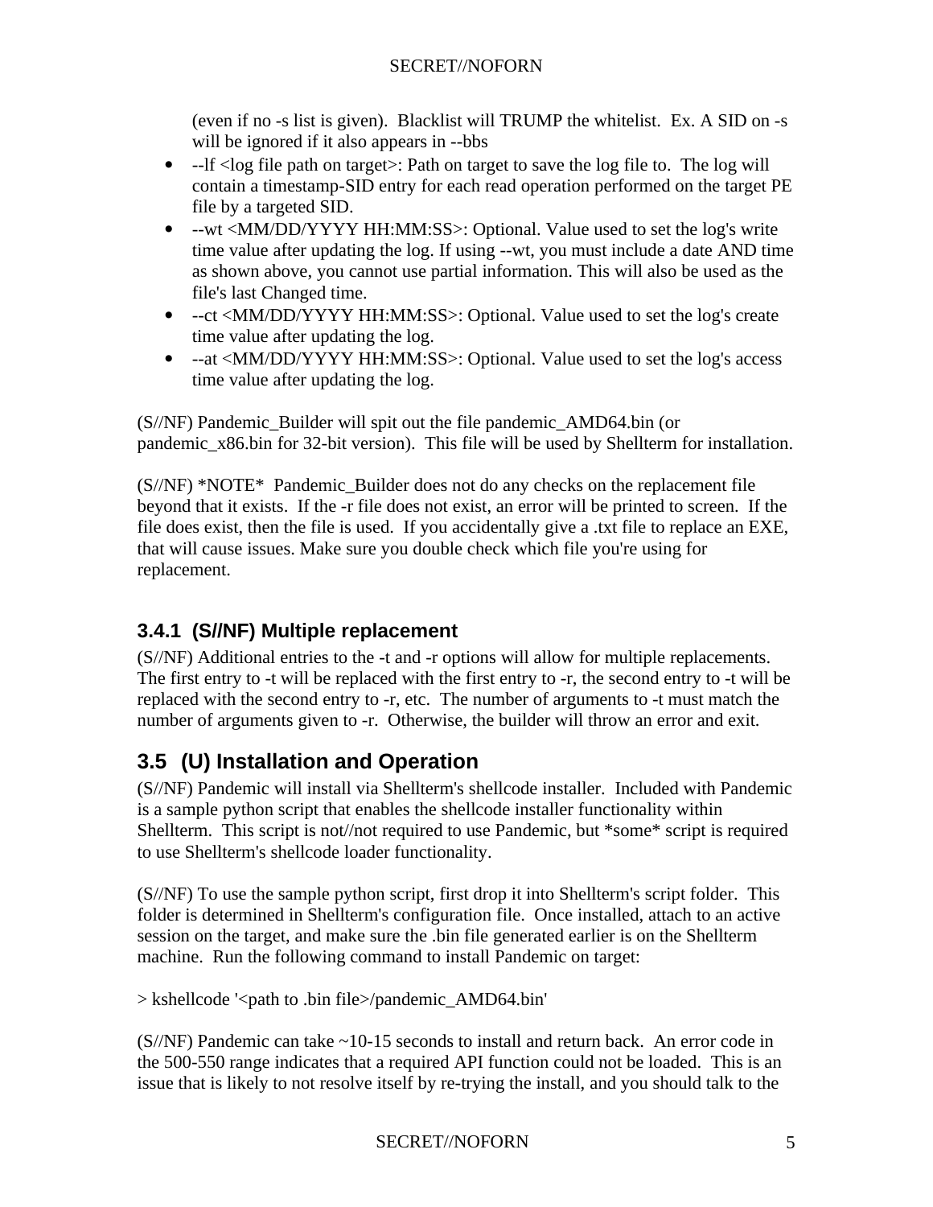(even if no -s list is given). Blacklist will TRUMP the whitelist. Ex. A SID on -s will be ignored if it also appears in --bbs

- --lf <log file path on target>: Path on target to save the log file to. The log will contain a timestamp-SID entry for each read operation performed on the target PE file by a targeted SID.
- --wt <MM/DD/YYYY HH:MM:SS>: Optional. Value used to set the log's write time value after updating the log. If using --wt, you must include a date AND time as shown above, you cannot use partial information. This will also be used as the file's last Changed time.
- --ct <MM/DD/YYYY HH:MM:SS>: Optional. Value used to set the log's create time value after updating the log.
- --at <MM/DD/YYYY HH:MM:SS>: Optional. Value used to set the log's access time value after updating the log.

(S//NF) Pandemic_Builder will spit out the file pandemic_AMD64.bin (or pandemic_x86.bin for 32-bit version). This file will be used by Shellterm for installation.

(S//NF) *NOTE* Pandemic_Builder does not do any checks on the replacement file beyond that it exists. If the -r file does not exist, an error will be printed to screen. If the file does exist, then the file is used. If you accidentally give a .txt file to replace an EXE, that will cause issues. Make sure you double check which file you're using for replacement.

### 3.4.1 (S//NF) Multiple replacement

(S//NF) Additional entries to the -t and -r options will allow for multiple replacements. The first entry to -t will be replaced with the first entry to -r, the second entry to -t will be replaced with the second entry to -r, etc. The number of arguments to -t must match the number of arguments given to -r. Otherwise, the builder will throw an error and exit.

## 3.5 (U) Installation and Operation

(S//NF) Pandemic will install via Shellterm's shellcode installer. Included with Pandemic is a sample python script that enables the shellcode installer functionality within Shellterm. This script is not//not required to use Pandemic, but *some* script is required to use Shellterm's shellcode loader functionality.

(S//NF) To use the sample python script, first drop it into Shellterm's script folder. This folder is determined in Shellterm's configuration file. Once installed, attach to an active session on the target, and make sure the .bin file generated earlier is on the Shellterm machine. Run the following command to install Pandemic on target:

```
> kshellcode '<path to .bin file>/pandemic_AMD64.bin'
```

(S//NF) Pandemic can take ~10-15 seconds to install and return back. An error code in the 500-550 range indicates that a required API function could not be loaded. This is an issue that is likely to not resolve itself by re-trying the install, and you should talk to the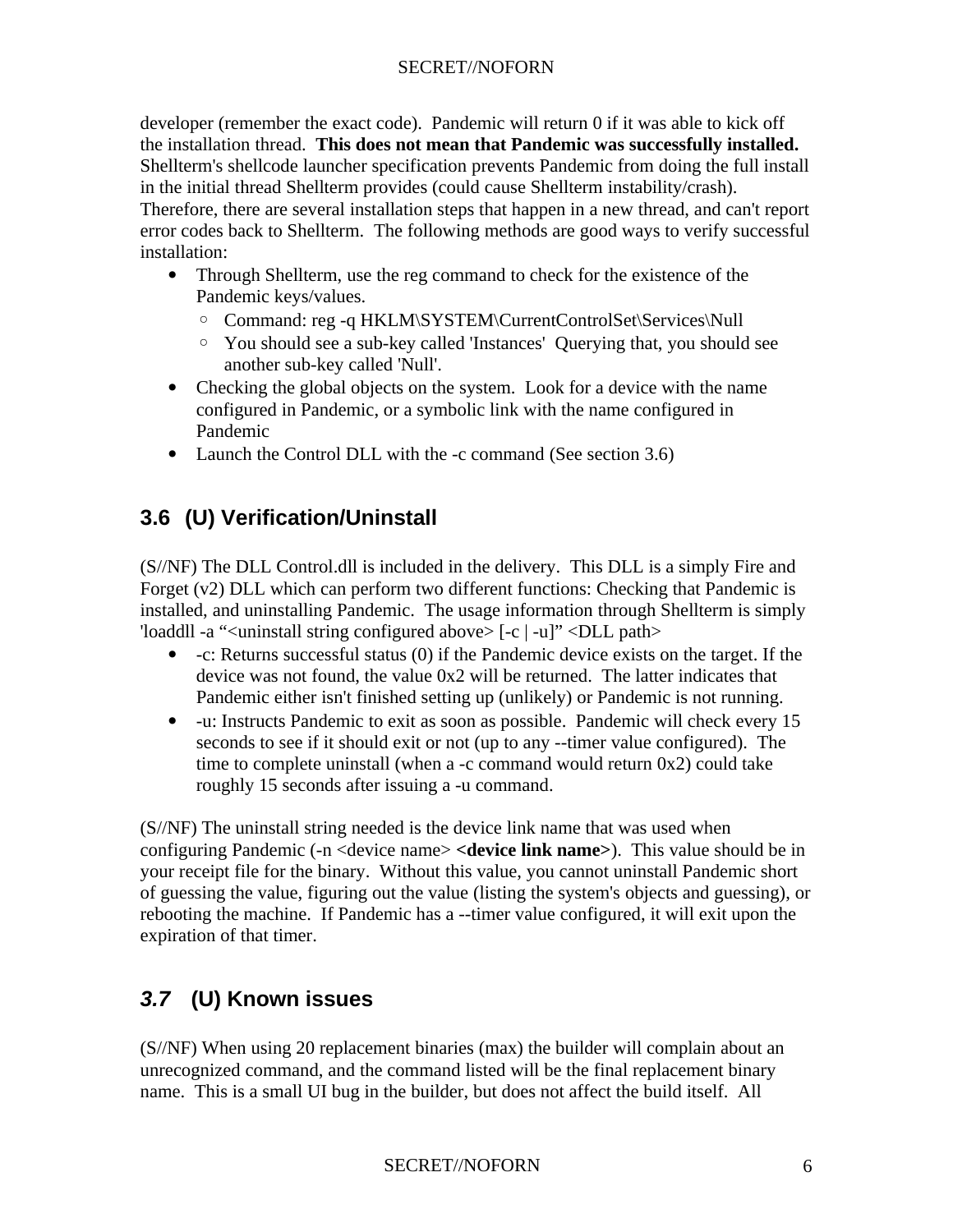developer (remember the exact code). Pandemic will return 0 if it was able to kick off the installation thread. **This does not mean that Pandemic was successfully installed.** Shellterm's shellcode launcher specification prevents Pandemic from doing the full install in the initial thread Shellterm provides (could cause Shellterm instability/crash). Therefore, there are several installation steps that happen in a new thread, and can't report error codes back to Shellterm. The following methods are good ways to verify successful installation:

- Through Shellterm, use the reg command to check for the existence of the Pandemic keys/values.
  - Command: reg -q HKLM\SYSTEM\CurrentControlSet\Services\Null
  - You should see a sub-key called 'Instances' Querying that, you should see another sub-key called 'Null'.
- Checking the global objects on the system. Look for a device with the name configured in Pandemic, or a symbolic link with the name configured in Pandemic
- Launch the Control DLL with the -c command (See section 3.6)

## 3.6 (U) Verification/Uninstall

(S//NF) The DLL Control.dll is included in the delivery. This DLL is a simply Fire and Forget (v2) DLL which can perform two different functions: Checking that Pandemic is installed, and uninstalling Pandemic. The usage information through Shellterm is simply 'loaddll -a "<uninstall string configured above> [-c | -u]" <DLL path>

- -c: Returns successful status (0) if the Pandemic device exists on the target. If the device was not found, the value 0x2 will be returned. The latter indicates that Pandemic either isn't finished setting up (unlikely) or Pandemic is not running.
- -u: Instructs Pandemic to exit as soon as possible. Pandemic will check every 15 seconds to see if it should exit or not (up to any --timer value configured). The time to complete uninstall (when a -c command would return 0x2) could take roughly 15 seconds after issuing a -u command.

(S//NF) The uninstall string needed is the device link name that was used when configuring Pandemic (-n <device name> **<device link name>**). This value should be in your receipt file for the binary. Without this value, you cannot uninstall Pandemic short of guessing the value, figuring out the value (listing the system's objects and guessing), or rebooting the machine. If Pandemic has a --timer value configured, it will exit upon the expiration of that timer.

## *3.7* (U) Known issues

(S//NF) When using 20 replacement binaries (max) the builder will complain about an unrecognized command, and the command listed will be the final replacement binary name. This is a small UI bug in the builder, but does not affect the build itself. All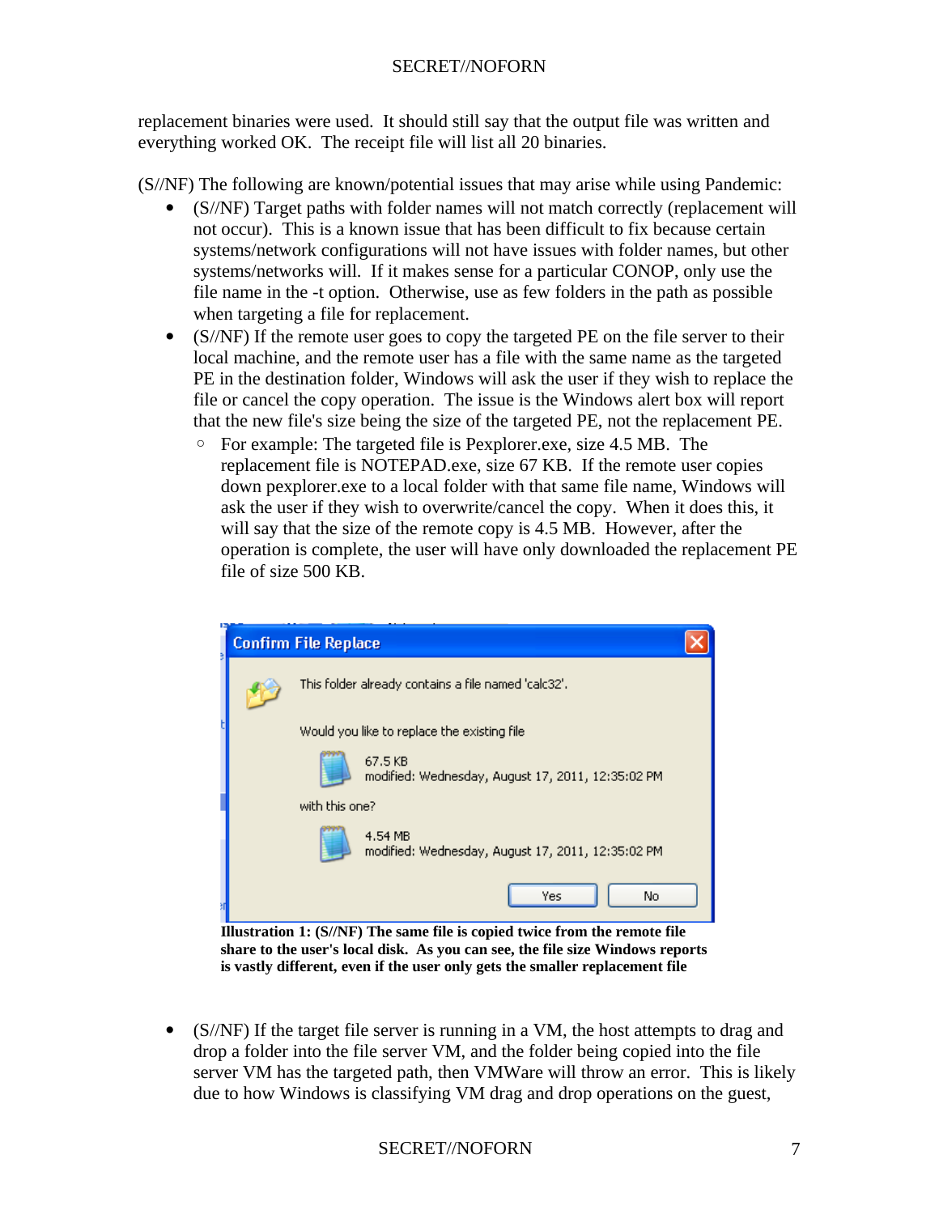replacement binaries were used. It should still say that the output file was written and everything worked OK. The receipt file will list all 20 binaries.

(S//NF) The following are known/potential issues that may arise while using Pandemic:

- (S//NF) Target paths with folder names will not match correctly (replacement will not occur). This is a known issue that has been difficult to fix because certain systems/network configurations will not have issues with folder names, but other systems/networks will. If it makes sense for a particular CONOP, only use the file name in the -t option. Otherwise, use as few folders in the path as possible when targeting a file for replacement.
- (S//NF) If the remote user goes to copy the targeted PE on the file server to their local machine, and the remote user has a file with the same name as the targeted PE in the destination folder, Windows will ask the user if they wish to replace the file or cancel the copy operation. The issue is the Windows alert box will report that the new file's size being the size of the targeted PE, not the replacement PE.
  - For example: The targeted file is Pexplorer.exe, size 4.5 MB. The replacement file is NOTEPAD.exe, size 67 KB. If the remote user copies down pexplorer.exe to a local folder with that same file name, Windows will ask the user if they wish to overwrite/cancel the copy. When it does this, it will say that the size of the remote copy is 4.5 MB. However, after the operation is complete, the user will have only downloaded the replacement PE file of size 500 KB.

Confirm File Replace

This folder already contains a file named 'calc32'.

Would you like to replace the existing file

67.5 KB
modified: Wednesday, August 17, 2011, 12:35:02 PM

with this one?

4.54 MB
modified: Wednesday, August 17, 2011, 12:35:02 PM

Yes | No

**Illustration 1: (S//NF) The same file is copied twice from the remote file share to the user's local disk. As you can see, the file size Windows reports is vastly different, even if the user only gets the smaller replacement file**

- (S//NF) If the target file server is running in a VM, the host attempts to drag and drop a folder into the file server VM, and the folder being copied into the file server VM has the targeted path, then VMWare will throw an error. This is likely due to how Windows is classifying VM drag and drop operations on the guest,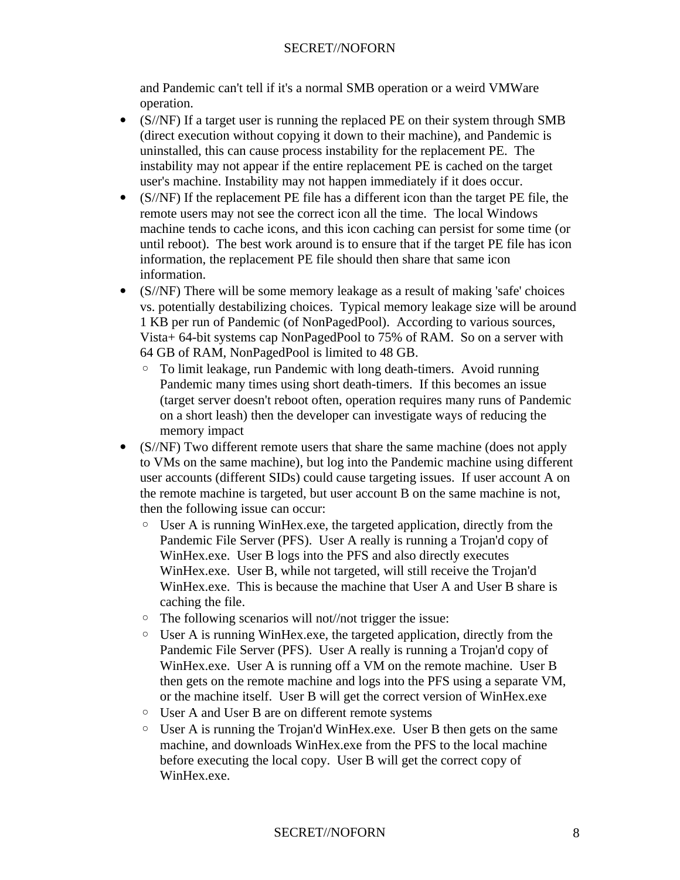and Pandemic can't tell if it's a normal SMB operation or a weird VMWare operation.

- (S//NF) If a target user is running the replaced PE on their system through SMB (direct execution without copying it down to their machine), and Pandemic is uninstalled, this can cause process instability for the replacement PE. The instability may not appear if the entire replacement PE is cached on the target user's machine. Instability may not happen immediately if it does occur.
- (S//NF) If the replacement PE file has a different icon than the target PE file, the remote users may not see the correct icon all the time. The local Windows machine tends to cache icons, and this icon caching can persist for some time (or until reboot). The best work around is to ensure that if the target PE file has icon information, the replacement PE file should then share that same icon information.
- (S//NF) There will be some memory leakage as a result of making 'safe' choices vs. potentially destabilizing choices. Typical memory leakage size will be around 1 KB per run of Pandemic (of NonPagedPool). According to various sources, Vista+ 64-bit systems cap NonPagedPool to 75% of RAM. So on a server with 64 GB of RAM, NonPagedPool is limited to 48 GB.
    - To limit leakage, run Pandemic with long death-timers. Avoid running Pandemic many times using short death-timers. If this becomes an issue (target server doesn't reboot often, operation requires many runs of Pandemic on a short leash) then the developer can investigate ways of reducing the memory impact
- (S//NF) Two different remote users that share the same machine (does not apply to VMs on the same machine), but log into the Pandemic machine using different user accounts (different SIDs) could cause targeting issues. If user account A on the remote machine is targeted, but user account B on the same machine is not, then the following issue can occur:
    - User A is running WinHex.exe, the targeted application, directly from the Pandemic File Server (PFS). User A really is running a Trojan'd copy of WinHex.exe. User B logs into the PFS and also directly executes WinHex.exe. User B, while not targeted, will still receive the Trojan'd WinHex.exe. This is because the machine that User A and User B share is caching the file.
    - The following scenarios will not//not trigger the issue:
    - User A is running WinHex.exe, the targeted application, directly from the Pandemic File Server (PFS). User A really is running a Trojan'd copy of WinHex.exe. User A is running off a VM on the remote machine. User B then gets on the remote machine and logs into the PFS using a separate VM, or the machine itself. User B will get the correct version of WinHex.exe
    - User A and User B are on different remote systems
    - User A is running the Trojan'd WinHex.exe. User B then gets on the same machine, and downloads WinHex.exe from the PFS to the local machine before executing the local copy. User B will get the correct copy of WinHex.exe.